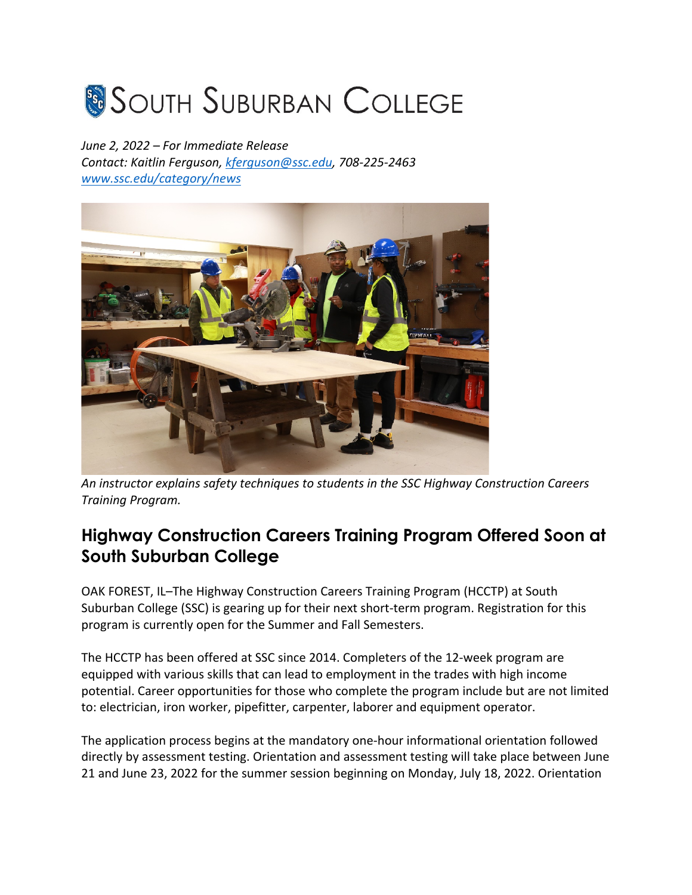# SOUTH SUBURBAN COLLEGE

*June 2, 2022 – For Immediate Release*
*Contact: Kaitlin Ferguson, kferguson@ssc.edu, 708-225-2463*
*www.ssc.edu/category/news*

*An instructor explains safety techniques to students in the SSC Highway Construction Careers Training Program.*

## Highway Construction Careers Training Program Offered Soon at South Suburban College

OAK FOREST, IL–The Highway Construction Careers Training Program (HCCTP) at South Suburban College (SSC) is gearing up for their next short-term program. Registration for this program is currently open for the Summer and Fall Semesters.

The HCCTP has been offered at SSC since 2014. Completers of the 12-week program are equipped with various skills that can lead to employment in the trades with high income potential. Career opportunities for those who complete the program include but are not limited to: electrician, iron worker, pipefitter, carpenter, laborer and equipment operator.

The application process begins at the mandatory one-hour informational orientation followed directly by assessment testing. Orientation and assessment testing will take place between June 21 and June 23, 2022 for the summer session beginning on Monday, July 18, 2022. Orientation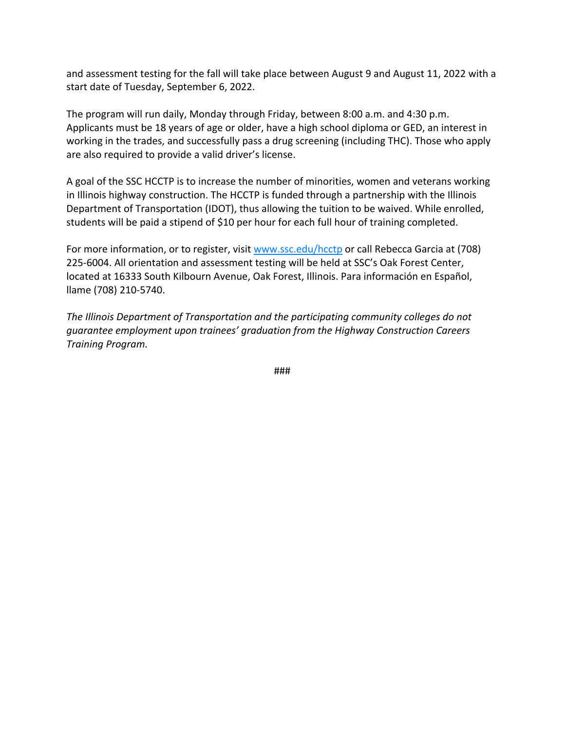and assessment testing for the fall will take place between August 9 and August 11, 2022 with a start date of Tuesday, September 6, 2022.

The program will run daily, Monday through Friday, between 8:00 a.m. and 4:30 p.m. Applicants must be 18 years of age or older, have a high school diploma or GED, an interest in working in the trades, and successfully pass a drug screening (including THC). Those who apply are also required to provide a valid driver's license.

A goal of the SSC HCCTP is to increase the number of minorities, women and veterans working in Illinois highway construction. The HCCTP is funded through a partnership with the Illinois Department of Transportation (IDOT), thus allowing the tuition to be waived. While enrolled, students will be paid a stipend of $10 per hour for each full hour of training completed.

For more information, or to register, visit [www.ssc.edu/hcctp](http://www.ssc.edu/hcctp) or call Rebecca Garcia at (708) 225-6004. All orientation and assessment testing will be held at SSC's Oak Forest Center, located at 16333 South Kilbourn Avenue, Oak Forest, Illinois. Para información en Español, llame (708) 210-5740.

*The Illinois Department of Transportation and the participating community colleges do not guarantee employment upon trainees' graduation from the Highway Construction Careers Training Program.*

###